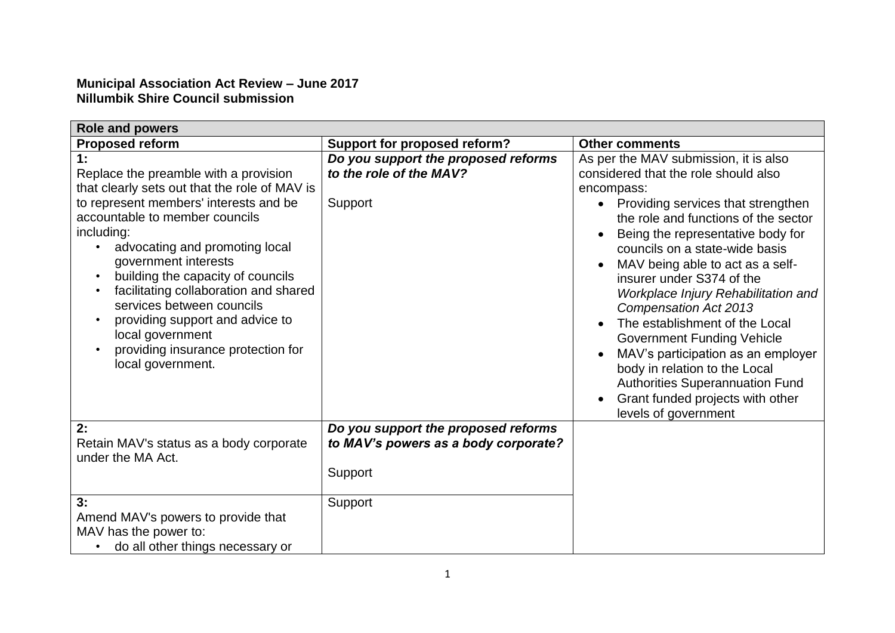**Municipal Association Act Review – June 2017**
**Nillumbik Shire Council submission**

| **Role and powers** | | |
|---|---|---|
| **Proposed reform** | **Support for proposed reform?** | **Other comments** |
| **1:**<br>Replace the preamble with a provision that clearly sets out that the role of MAV is to represent members' interests and be accountable to member councils including:<br>• advocating and promoting local government interests<br>• building the capacity of councils<br>• facilitating collaboration and shared services between councils<br>• providing support and advice to local government<br>• providing insurance protection for local government. | ***Do you support the proposed reforms to the role of the MAV?***<br><br>Support | As per the MAV submission, it is also considered that the role should also encompass:<br>• Providing services that strengthen the role and functions of the sector<br>• Being the representative body for councils on a state-wide basis<br>• MAV being able to act as a self-insurer under S374 of the *Workplace Injury Rehabilitation and Compensation Act 2013*<br>• The establishment of the Local Government Funding Vehicle<br>• MAV's participation as an employer body in relation to the Local Authorities Superannuation Fund<br>• Grant funded projects with other levels of government |
| **2:**<br>Retain MAV's status as a body corporate under the MA Act. | ***Do you support the proposed reforms to MAV's powers as a body corporate?***<br><br>Support | |
| **3:**<br>Amend MAV's powers to provide that MAV has the power to:<br>• do all other things necessary or | Support | |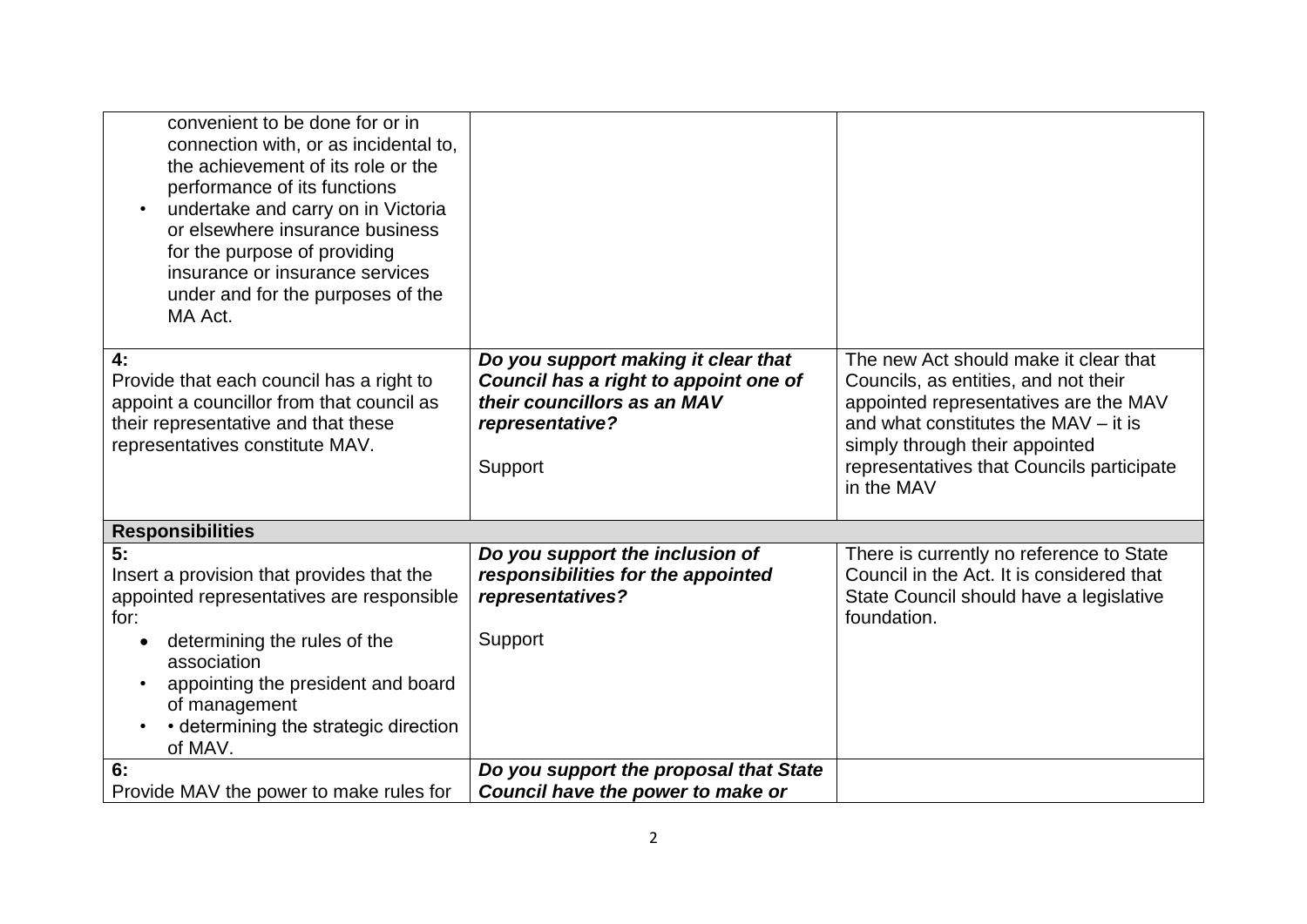| | | |
|---|---|---|
| convenient to be done for or in connection with, or as incidental to, the achievement of its role or the performance of its functions<br>• undertake and carry on in Victoria or elsewhere insurance business for the purpose of providing insurance or insurance services under and for the purposes of the MA Act. | | |
| **4:**<br>Provide that each council has a right to appoint a councillor from that council as their representative and that these representatives constitute MAV. | ***Do you support making it clear that Council has a right to appoint one of their councillors as an MAV representative?***<br><br>Support | The new Act should make it clear that Councils, as entities, and not their appointed representatives are the MAV and what constitutes the MAV – it is simply through their appointed representatives that Councils participate in the MAV |
| **Responsibilities** | | |
| **5:**<br>Insert a provision that provides that the appointed representatives are responsible for:<br>• determining the rules of the association<br>• appointing the president and board of management<br>• • determining the strategic direction of MAV. | ***Do you support the inclusion of responsibilities for the appointed representatives?***<br><br>Support | There is currently no reference to State Council in the Act. It is considered that State Council should have a legislative foundation. |
| **6:**<br>Provide MAV the power to make rules for | ***Do you support the proposal that State Council have the power to make or*** | |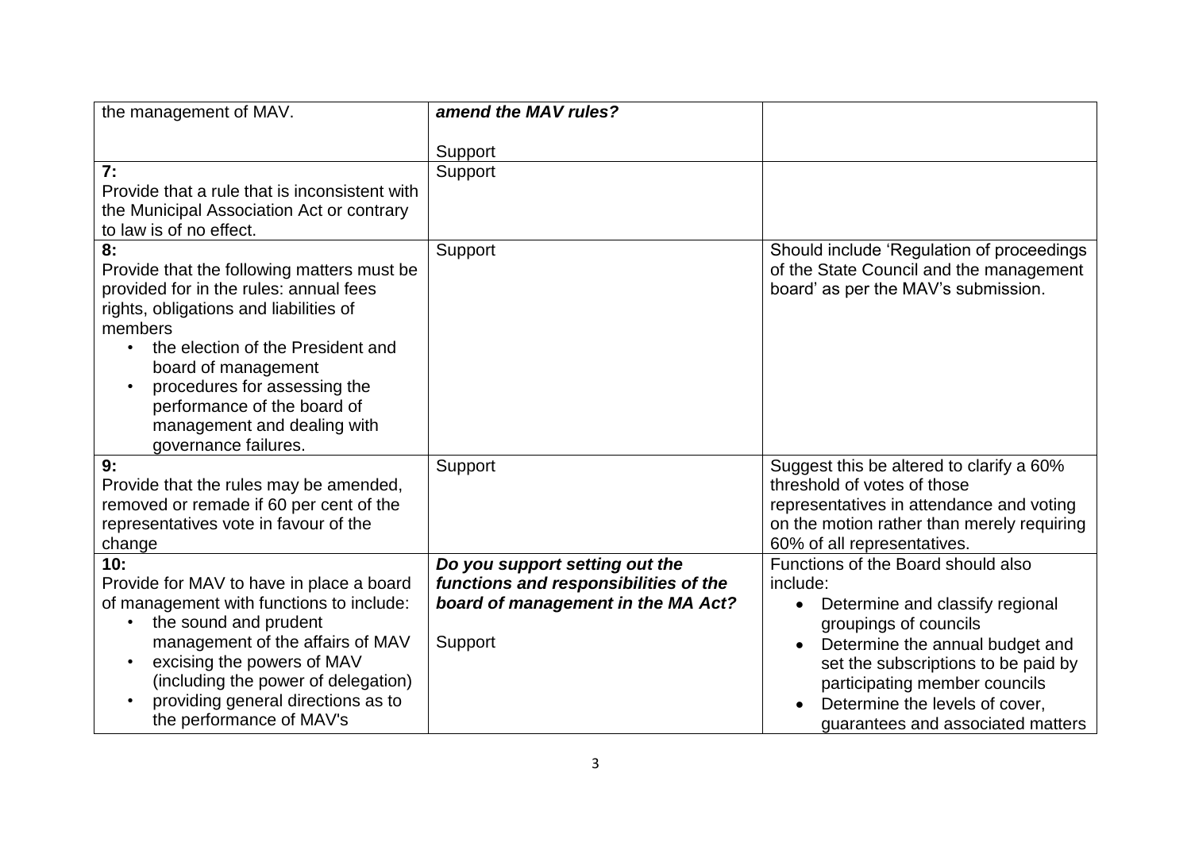| | | |
|---|---|---|
| the management of MAV. | ***amend the MAV rules?***<br><br>Support | |
| **7:**<br>Provide that a rule that is inconsistent with the Municipal Association Act or contrary to law is of no effect. | Support | |
| **8:**<br>Provide that the following matters must be provided for in the rules: annual fees rights, obligations and liabilities of members<br>• the election of the President and board of management<br>• procedures for assessing the performance of the board of management and dealing with governance failures. | Support | Should include 'Regulation of proceedings of the State Council and the management board' as per the MAV's submission. |
| **9:**<br>Provide that the rules may be amended, removed or remade if 60 per cent of the representatives vote in favour of the change | Support | Suggest this be altered to clarify a 60% threshold of votes of those representatives in attendance and voting on the motion rather than merely requiring 60% of all representatives. |
| **10:**<br>Provide for MAV to have in place a board of management with functions to include:<br>• the sound and prudent management of the affairs of MAV<br>• excising the powers of MAV (including the power of delegation)<br>• providing general directions as to the performance of MAV's | ***Do you support setting out the functions and responsibilities of the board of management in the MA Act?***<br><br>Support | Functions of the Board should also include:<br>• Determine and classify regional groupings of councils<br>• Determine the annual budget and set the subscriptions to be paid by participating member councils<br>• Determine the levels of cover, guarantees and associated matters |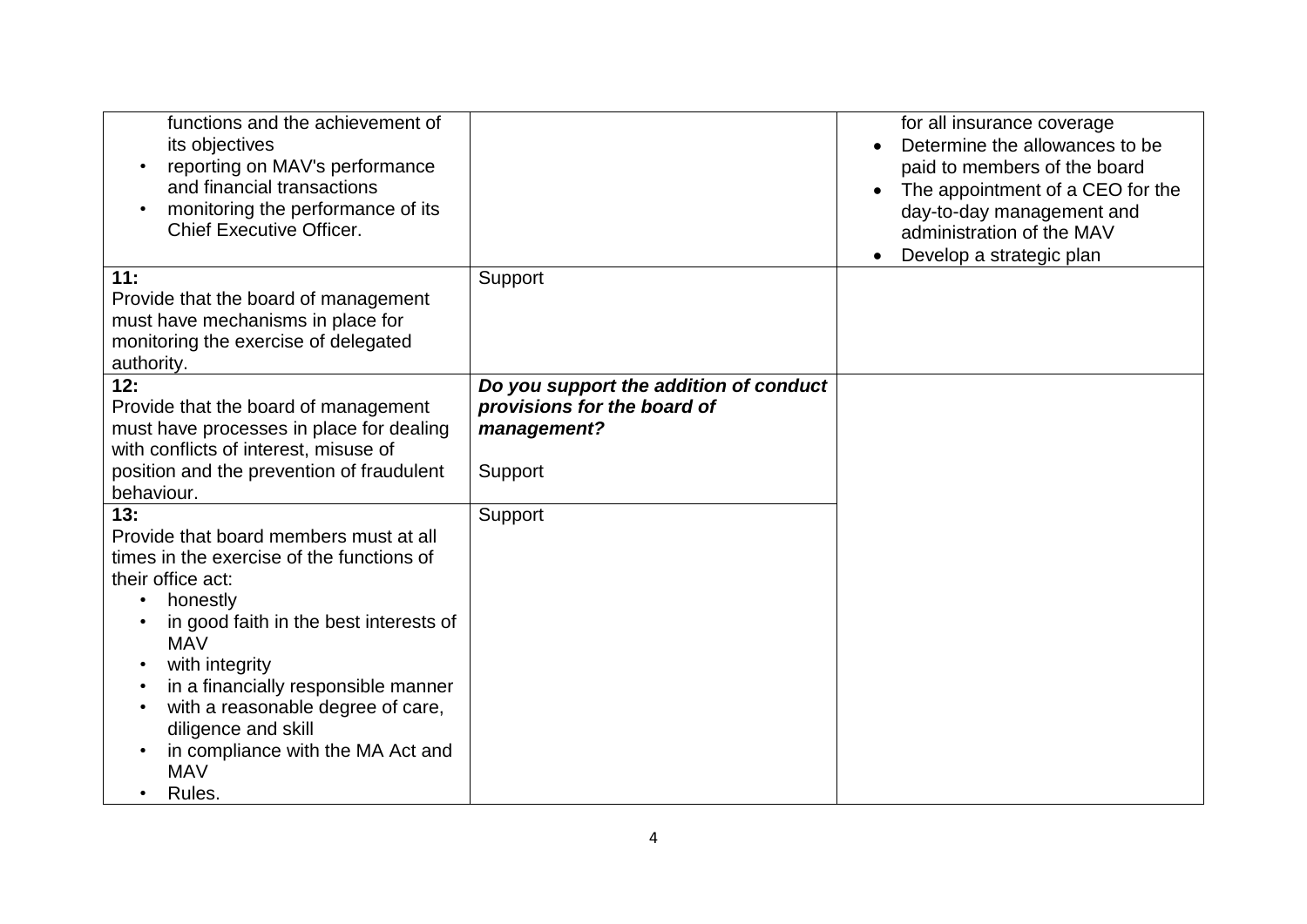| | | |
|---|---|---|
| functions and the achievement of its objectives<br>• reporting on MAV's performance and financial transactions<br>• monitoring the performance of its Chief Executive Officer. | | for all insurance coverage<br>• Determine the allowances to be paid to members of the board<br>• The appointment of a CEO for the day-to-day management and administration of the MAV<br>• Develop a strategic plan |
| **11:**<br>Provide that the board of management must have mechanisms in place for monitoring the exercise of delegated authority. | Support | |
| **12:**<br>Provide that the board of management must have processes in place for dealing with conflicts of interest, misuse of position and the prevention of fraudulent behaviour. | ***Do you support the addition of conduct provisions for the board of management?***<br><br>Support | |
| **13:**<br>Provide that board members must at all times in the exercise of the functions of their office act:<br>• honestly<br>• in good faith in the best interests of MAV<br>• with integrity<br>• in a financially responsible manner<br>• with a reasonable degree of care, diligence and skill<br>• in compliance with the MA Act and MAV<br>• Rules. | Support | |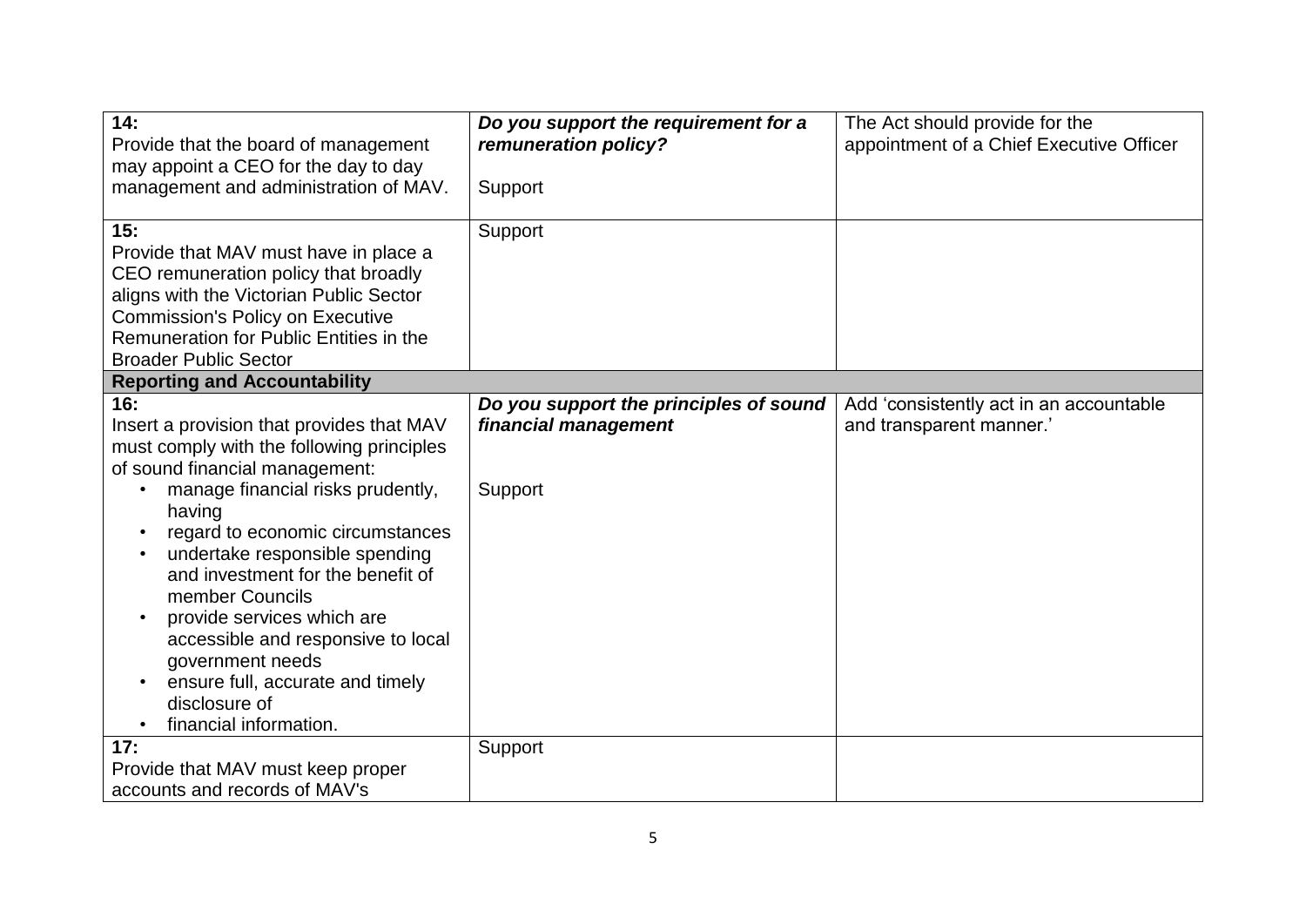| | | |
|---|---|---|
| **14:**<br>Provide that the board of management may appoint a CEO for the day to day management and administration of MAV. | ***Do you support the requirement for a remuneration policy?***<br><br>Support | The Act should provide for the appointment of a Chief Executive Officer |
| **15:**<br>Provide that MAV must have in place a CEO remuneration policy that broadly aligns with the Victorian Public Sector Commission's Policy on Executive Remuneration for Public Entities in the Broader Public Sector | Support | |
| **Reporting and Accountability** | | |
| **16:**<br>Insert a provision that provides that MAV must comply with the following principles of sound financial management:<br>• manage financial risks prudently, having<br>• regard to economic circumstances<br>• undertake responsible spending and investment for the benefit of member Councils<br>• provide services which are accessible and responsive to local government needs<br>• ensure full, accurate and timely disclosure of<br>• financial information. | ***Do you support the principles of sound financial management***<br><br>Support | Add 'consistently act in an accountable and transparent manner.' |
| **17:**<br>Provide that MAV must keep proper accounts and records of MAV's | Support | |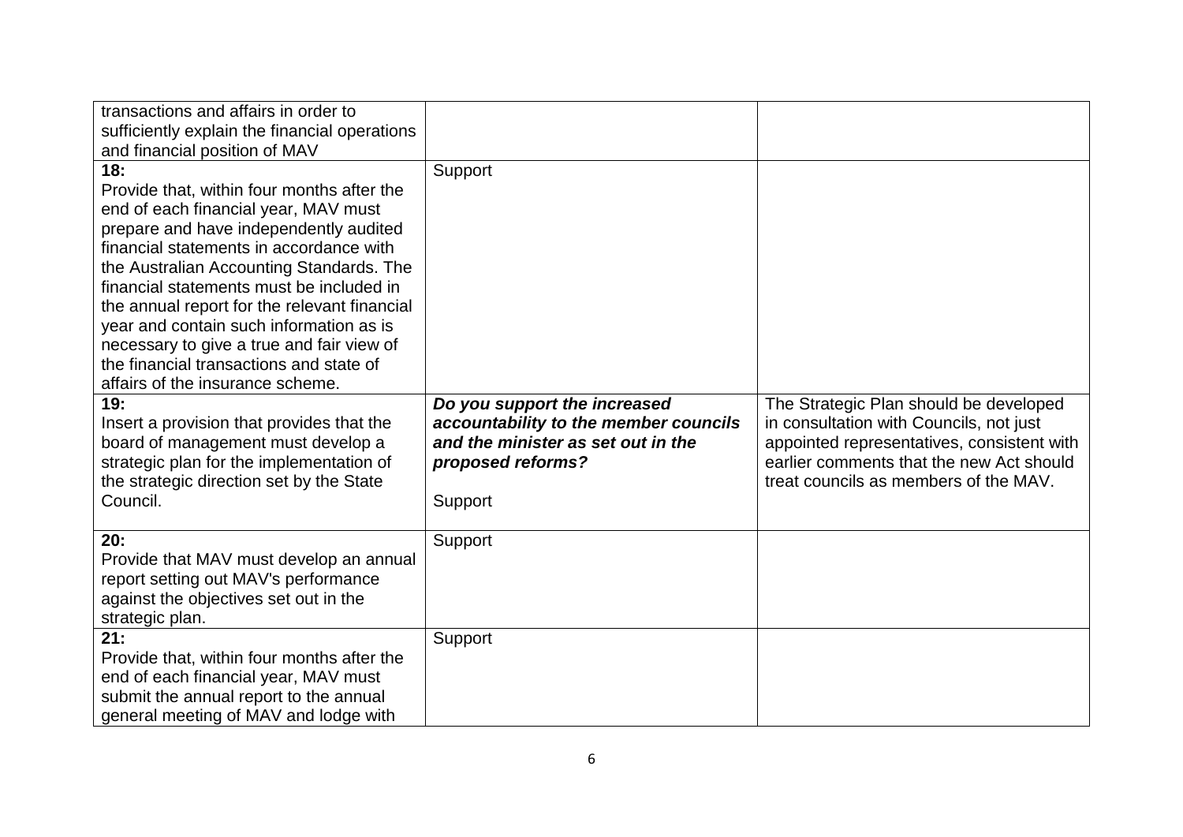| | | |
|---|---|---|
| transactions and affairs in order to sufficiently explain the financial operations and financial position of MAV | | |
| **18:** Provide that, within four months after the end of each financial year, MAV must prepare and have independently audited financial statements in accordance with the Australian Accounting Standards. The financial statements must be included in the annual report for the relevant financial year and contain such information as is necessary to give a true and fair view of the financial transactions and state of affairs of the insurance scheme. | Support | |
| **19:** Insert a provision that provides that the board of management must develop a strategic plan for the implementation of the strategic direction set by the State Council. | ***Do you support the increased accountability to the member councils and the minister as set out in the proposed reforms?*** Support | The Strategic Plan should be developed in consultation with Councils, not just appointed representatives, consistent with earlier comments that the new Act should treat councils as members of the MAV. |
| **20:** Provide that MAV must develop an annual report setting out MAV's performance against the objectives set out in the strategic plan. | Support | |
| **21:** Provide that, within four months after the end of each financial year, MAV must submit the annual report to the annual general meeting of MAV and lodge with | Support | |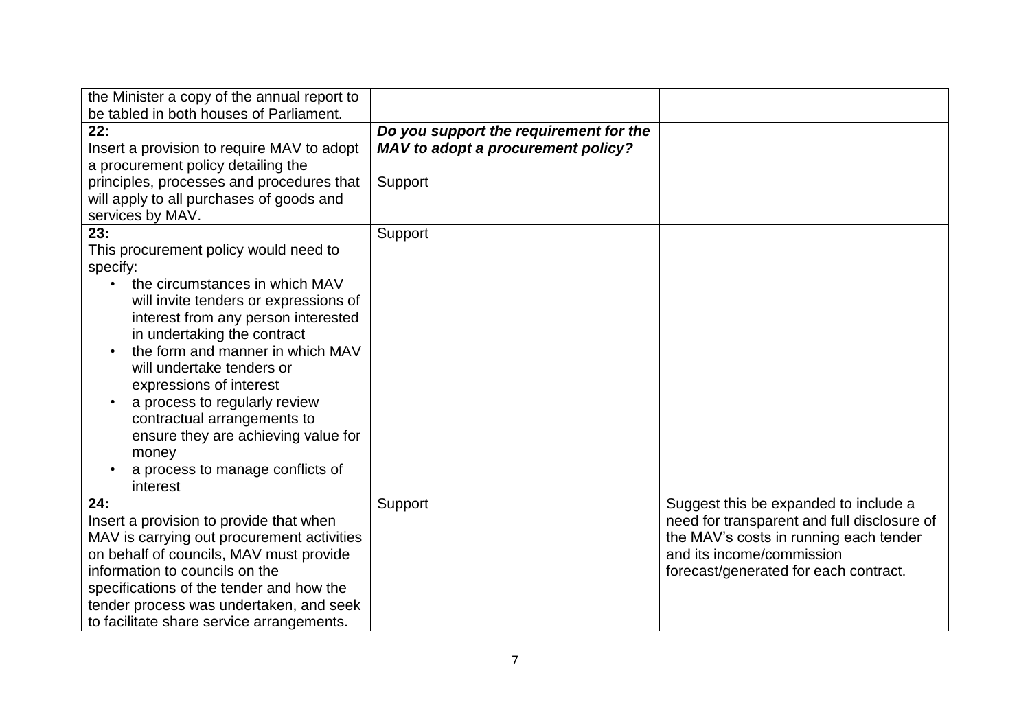| | | |
|---|---|---|
| the Minister a copy of the annual report to be tabled in both houses of Parliament. | | |
| **22:**<br>Insert a provision to require MAV to adopt a procurement policy detailing the principles, processes and procedures that will apply to all purchases of goods and services by MAV. | ***Do you support the requirement for the MAV to adopt a procurement policy?***<br><br>Support | |
| **23:**<br>This procurement policy would need to specify:<br>• the circumstances in which MAV will invite tenders or expressions of interest from any person interested in undertaking the contract<br>• the form and manner in which MAV will undertake tenders or expressions of interest<br>• a process to regularly review contractual arrangements to ensure they are achieving value for money<br>• a process to manage conflicts of interest | Support | |
| **24:**<br>Insert a provision to provide that when MAV is carrying out procurement activities on behalf of councils, MAV must provide information to councils on the specifications of the tender and how the tender process was undertaken, and seek to facilitate share service arrangements. | Support | Suggest this be expanded to include a need for transparent and full disclosure of the MAV's costs in running each tender and its income/commission forecast/generated for each contract. |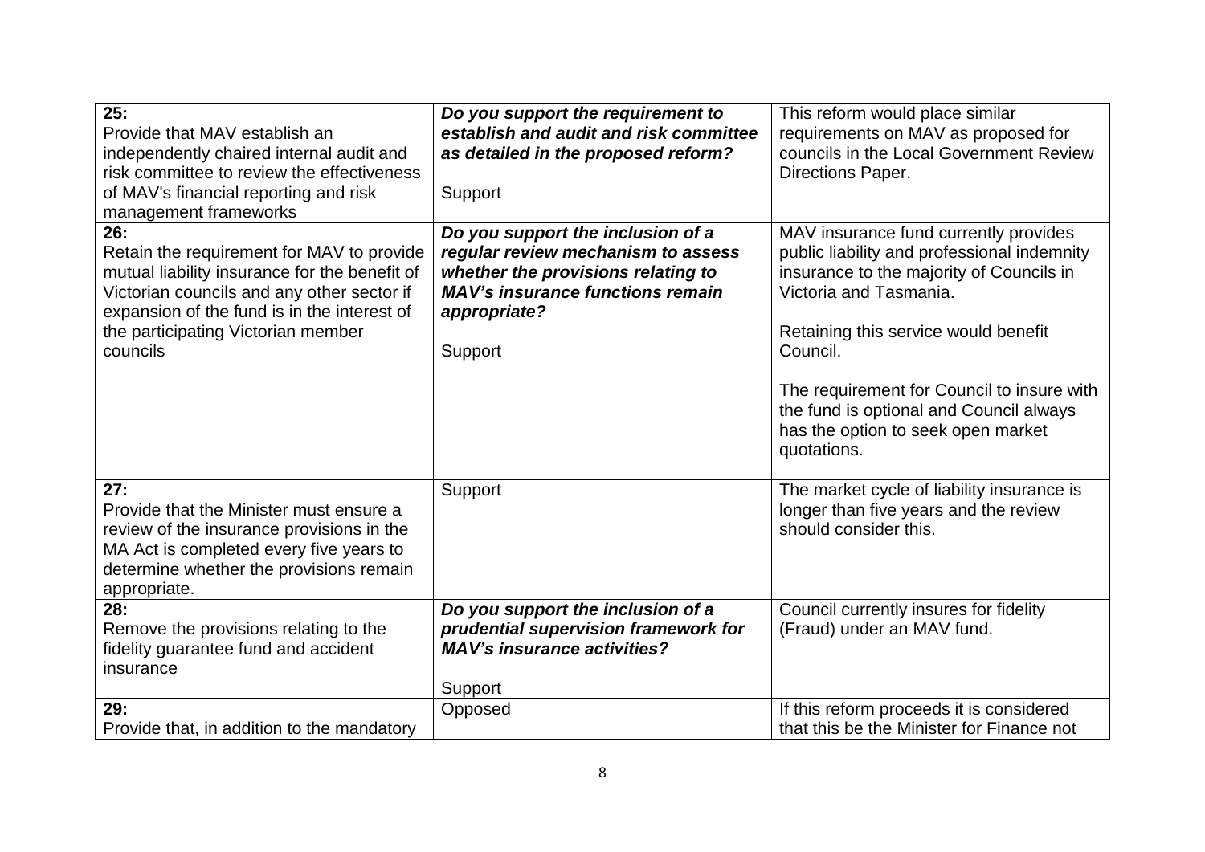| | | |
|---|---|---|
| **25:**<br>Provide that MAV establish an independently chaired internal audit and risk committee to review the effectiveness of MAV's financial reporting and risk management frameworks | ***Do you support the requirement to establish and audit and risk committee as detailed in the proposed reform?***<br><br>Support | This reform would place similar requirements on MAV as proposed for councils in the Local Government Review Directions Paper. |
| **26:**<br>Retain the requirement for MAV to provide mutual liability insurance for the benefit of Victorian councils and any other sector if expansion of the fund is in the interest of the participating Victorian member councils | ***Do you support the inclusion of a regular review mechanism to assess whether the provisions relating to MAV's insurance functions remain appropriate?***<br><br>Support | MAV insurance fund currently provides public liability and professional indemnity insurance to the majority of Councils in Victoria and Tasmania.<br><br>Retaining this service would benefit Council.<br><br>The requirement for Council to insure with the fund is optional and Council always has the option to seek open market quotations. |
| **27:**<br>Provide that the Minister must ensure a review of the insurance provisions in the MA Act is completed every five years to determine whether the provisions remain appropriate. | Support | The market cycle of liability insurance is longer than five years and the review should consider this. |
| **28:**<br>Remove the provisions relating to the fidelity guarantee fund and accident insurance | ***Do you support the inclusion of a prudential supervision framework for MAV's insurance activities?***<br><br>Support | Council currently insures for fidelity (Fraud) under an MAV fund. |
| **29:**<br>Provide that, in addition to the mandatory | Opposed | If this reform proceeds it is considered that this be the Minister for Finance not |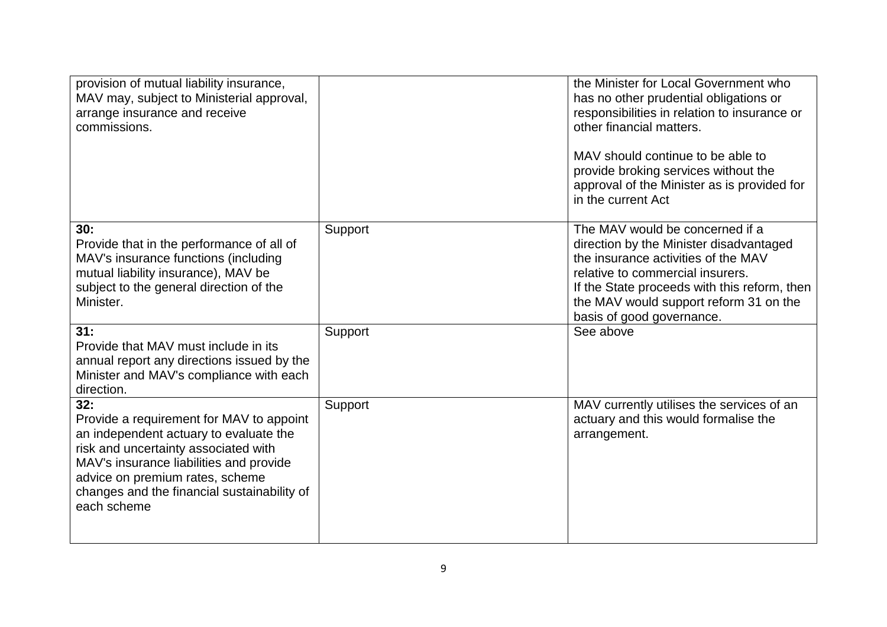| | | |
|---|---|---|
| provision of mutual liability insurance, MAV may, subject to Ministerial approval, arrange insurance and receive commissions. | | the Minister for Local Government who has no other prudential obligations or responsibilities in relation to insurance or other financial matters.<br><br>MAV should continue to be able to provide broking services without the approval of the Minister as is provided for in the current Act |
| **30:**<br>Provide that in the performance of all of MAV's insurance functions (including mutual liability insurance), MAV be subject to the general direction of the Minister. | Support | The MAV would be concerned if a direction by the Minister disadvantaged the insurance activities of the MAV relative to commercial insurers.<br>If the State proceeds with this reform, then the MAV would support reform 31 on the basis of good governance. |
| **31:**<br>Provide that MAV must include in its annual report any directions issued by the Minister and MAV's compliance with each direction. | Support | See above |
| **32:**<br>Provide a requirement for MAV to appoint an independent actuary to evaluate the risk and uncertainty associated with MAV's insurance liabilities and provide advice on premium rates, scheme changes and the financial sustainability of each scheme | Support | MAV currently utilises the services of an actuary and this would formalise the arrangement. |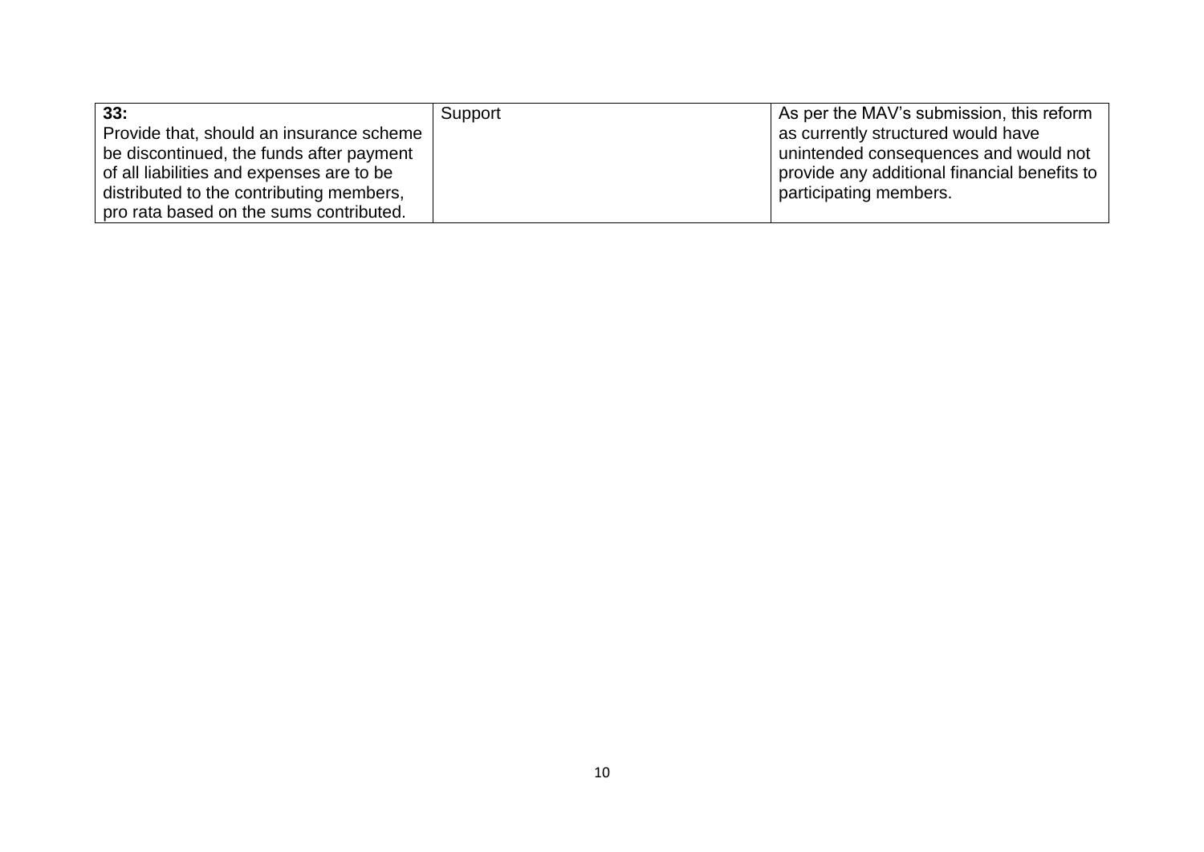| | | |
|---|---|---|
| **33:** Provide that, should an insurance scheme be discontinued, the funds after payment of all liabilities and expenses are to be distributed to the contributing members, pro rata based on the sums contributed. | Support | As per the MAV's submission, this reform as currently structured would have unintended consequences and would not provide any additional financial benefits to participating members. |